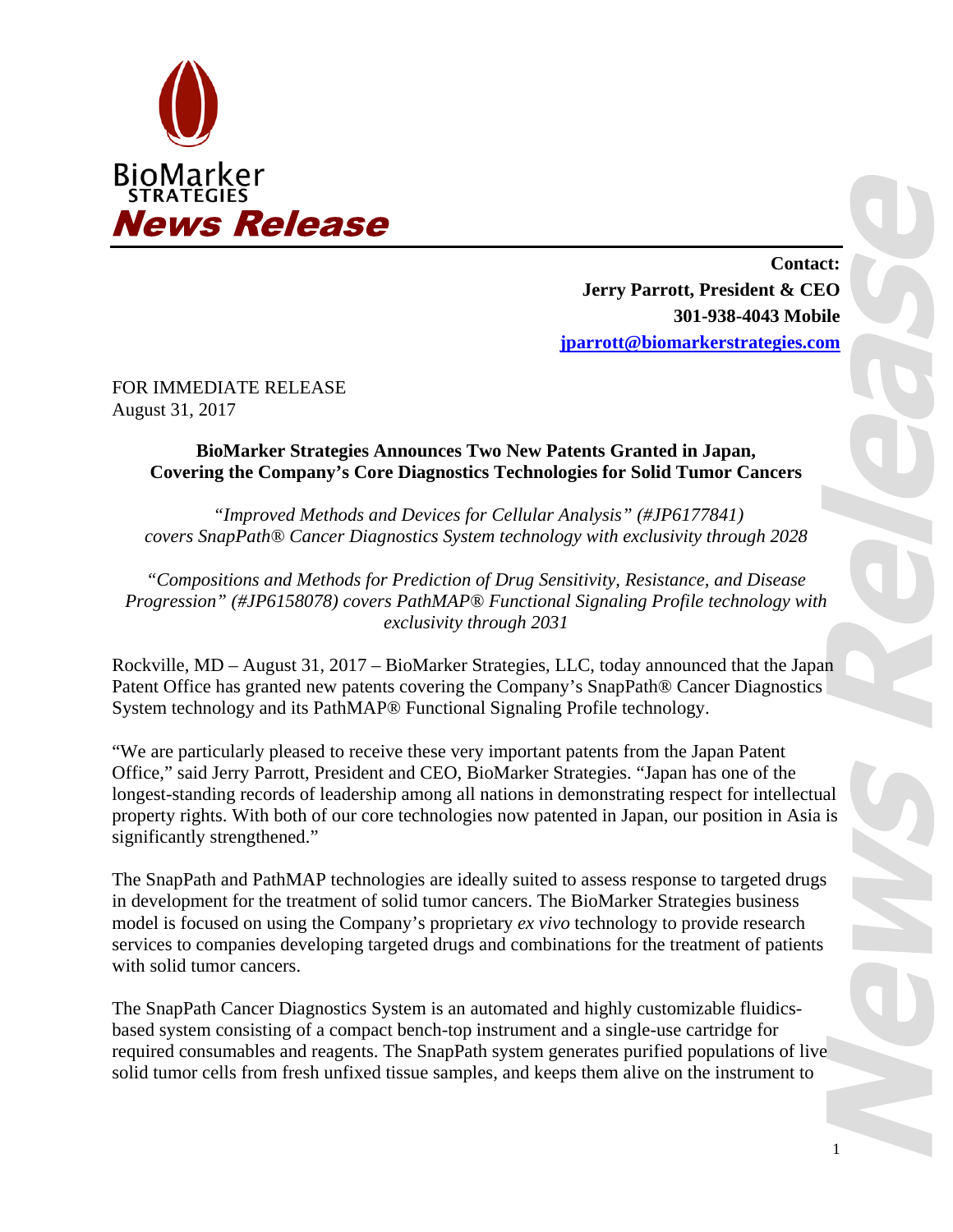BioMarker STRATEGIES

***News Release***

**Contact:**
**Jerry Parrott, President & CEO**
**301-938-4043 Mobile**
**jparrott@biomarkerstrategies.com**

FOR IMMEDIATE RELEASE
August 31, 2017

## BioMarker Strategies Announces Two New Patents Granted in Japan, Covering the Company's Core Diagnostics Technologies for Solid Tumor Cancers

*"Improved Methods and Devices for Cellular Analysis" (#JP6177841) covers SnapPath® Cancer Diagnostics System technology with exclusivity through 2028*

*"Compositions and Methods for Prediction of Drug Sensitivity, Resistance, and Disease Progression" (#JP6158078) covers PathMAP® Functional Signaling Profile technology with exclusivity through 2031*

Rockville, MD – August 31, 2017 – BioMarker Strategies, LLC, today announced that the Japan Patent Office has granted new patents covering the Company's SnapPath® Cancer Diagnostics System technology and its PathMAP® Functional Signaling Profile technology.

"We are particularly pleased to receive these very important patents from the Japan Patent Office," said Jerry Parrott, President and CEO, BioMarker Strategies. "Japan has one of the longest-standing records of leadership among all nations in demonstrating respect for intellectual property rights. With both of our core technologies now patented in Japan, our position in Asia is significantly strengthened."

The SnapPath and PathMAP technologies are ideally suited to assess response to targeted drugs in development for the treatment of solid tumor cancers. The BioMarker Strategies business model is focused on using the Company's proprietary *ex vivo* technology to provide research services to companies developing targeted drugs and combinations for the treatment of patients with solid tumor cancers.

The SnapPath Cancer Diagnostics System is an automated and highly customizable fluidics-based system consisting of a compact bench-top instrument and a single-use cartridge for required consumables and reagents. The SnapPath system generates purified populations of live solid tumor cells from fresh unfixed tissue samples, and keeps them alive on the instrument to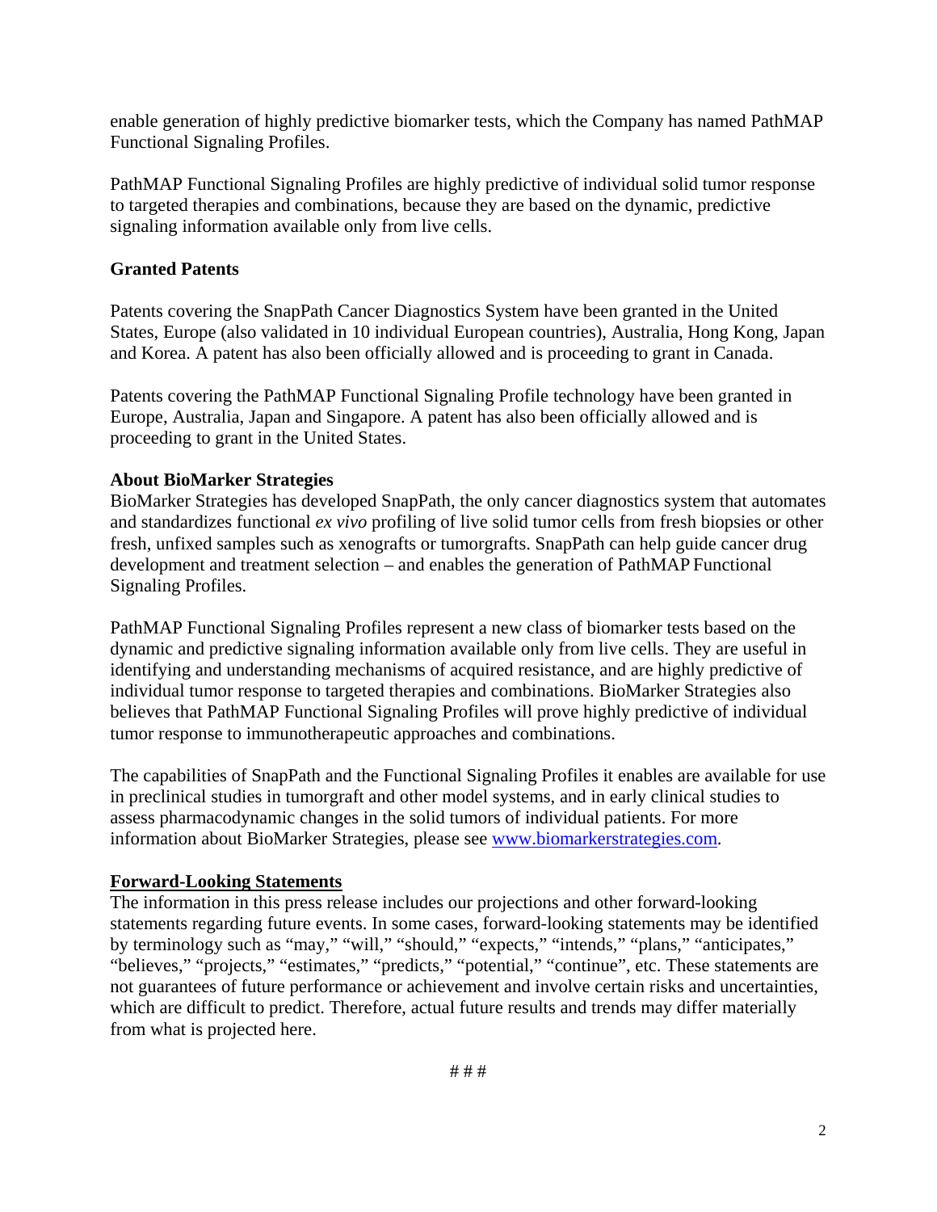enable generation of highly predictive biomarker tests, which the Company has named PathMAP Functional Signaling Profiles.

PathMAP Functional Signaling Profiles are highly predictive of individual solid tumor response to targeted therapies and combinations, because they are based on the dynamic, predictive signaling information available only from live cells.

**Granted Patents**

Patents covering the SnapPath Cancer Diagnostics System have been granted in the United States, Europe (also validated in 10 individual European countries), Australia, Hong Kong, Japan and Korea. A patent has also been officially allowed and is proceeding to grant in Canada.

Patents covering the PathMAP Functional Signaling Profile technology have been granted in Europe, Australia, Japan and Singapore. A patent has also been officially allowed and is proceeding to grant in the United States.

**About BioMarker Strategies**

BioMarker Strategies has developed SnapPath, the only cancer diagnostics system that automates and standardizes functional *ex vivo* profiling of live solid tumor cells from fresh biopsies or other fresh, unfixed samples such as xenografts or tumorgrafts. SnapPath can help guide cancer drug development and treatment selection – and enables the generation of PathMAP Functional Signaling Profiles.

PathMAP Functional Signaling Profiles represent a new class of biomarker tests based on the dynamic and predictive signaling information available only from live cells. They are useful in identifying and understanding mechanisms of acquired resistance, and are highly predictive of individual tumor response to targeted therapies and combinations. BioMarker Strategies also believes that PathMAP Functional Signaling Profiles will prove highly predictive of individual tumor response to immunotherapeutic approaches and combinations.

The capabilities of SnapPath and the Functional Signaling Profiles it enables are available for use in preclinical studies in tumorgraft and other model systems, and in early clinical studies to assess pharmacodynamic changes in the solid tumors of individual patients. For more information about BioMarker Strategies, please see [www.biomarkerstrategies.com](http://www.biomarkerstrategies.com).

**Forward-Looking Statements**

The information in this press release includes our projections and other forward-looking statements regarding future events. In some cases, forward-looking statements may be identified by terminology such as "may," "will," "should," "expects," "intends," "plans," "anticipates," "believes," "projects," "estimates," "predicts," "potential," "continue", etc. These statements are not guarantees of future performance or achievement and involve certain risks and uncertainties, which are difficult to predict. Therefore, actual future results and trends may differ materially from what is projected here.

# # #